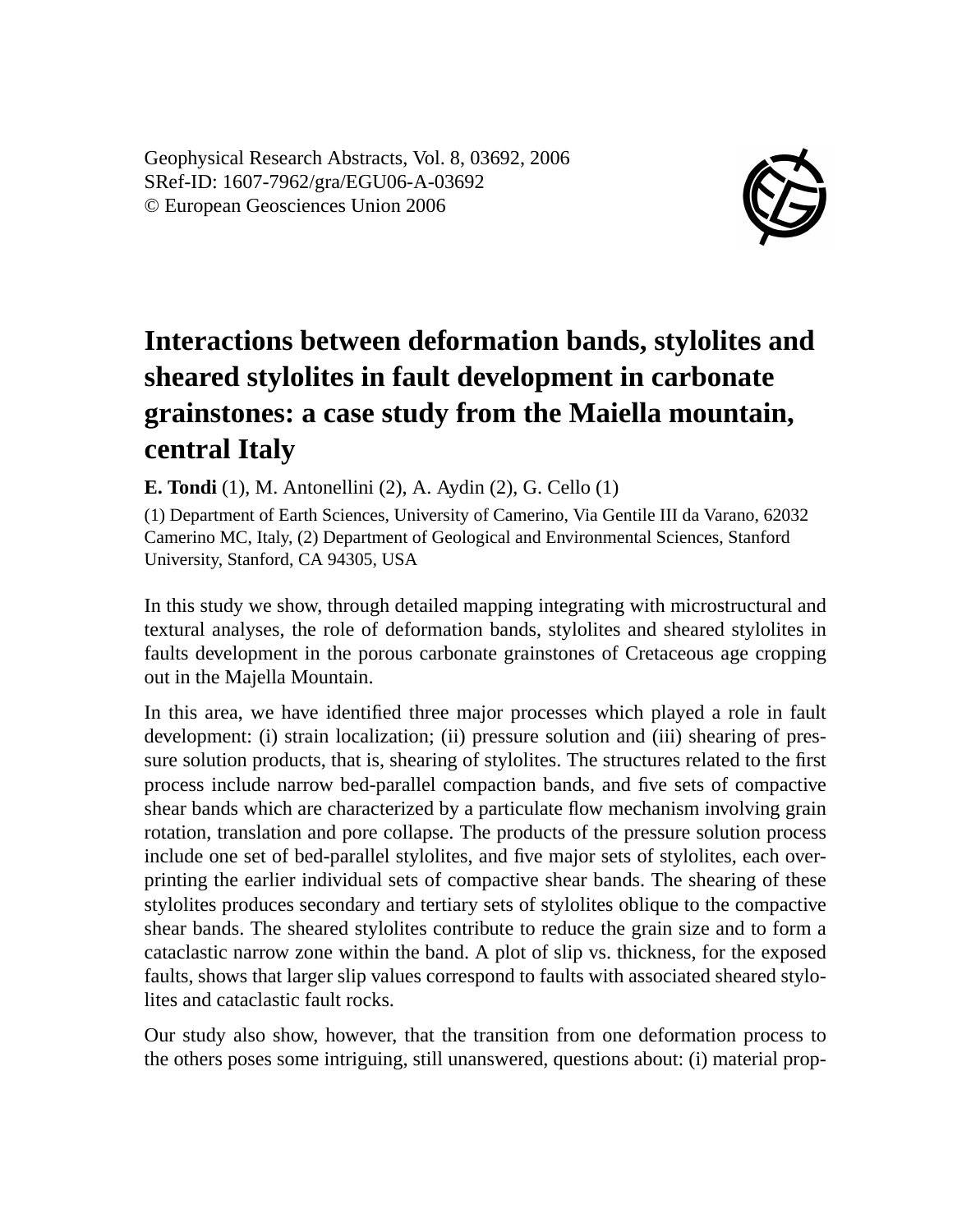Geophysical Research Abstracts, Vol. 8, 03692, 2006
SRef-ID: 1607-7962/gra/EGU06-A-03692
© European Geosciences Union 2006

# Interactions between deformation bands, stylolites and sheared stylolites in fault development in carbonate grainstones: a case study from the Maiella mountain, central Italy

**E. Tondi** (1), M. Antonellini (2), A. Aydin (2), G. Cello (1)

(1) Department of Earth Sciences, University of Camerino, Via Gentile III da Varano, 62032 Camerino MC, Italy, (2) Department of Geological and Environmental Sciences, Stanford University, Stanford, CA 94305, USA

In this study we show, through detailed mapping integrating with microstructural and textural analyses, the role of deformation bands, stylolites and sheared stylolites in faults development in the porous carbonate grainstones of Cretaceous age cropping out in the Majella Mountain.

In this area, we have identified three major processes which played a role in fault development: (i) strain localization; (ii) pressure solution and (iii) shearing of pressure solution products, that is, shearing of stylolites. The structures related to the first process include narrow bed-parallel compaction bands, and five sets of compactive shear bands which are characterized by a particulate flow mechanism involving grain rotation, translation and pore collapse. The products of the pressure solution process include one set of bed-parallel stylolites, and five major sets of stylolites, each overprinting the earlier individual sets of compactive shear bands. The shearing of these stylolites produces secondary and tertiary sets of stylolites oblique to the compactive shear bands. The sheared stylolites contribute to reduce the grain size and to form a cataclastic narrow zone within the band. A plot of slip vs. thickness, for the exposed faults, shows that larger slip values correspond to faults with associated sheared stylolites and cataclastic fault rocks.

Our study also show, however, that the transition from one deformation process to the others poses some intriguing, still unanswered, questions about: (i) material prop-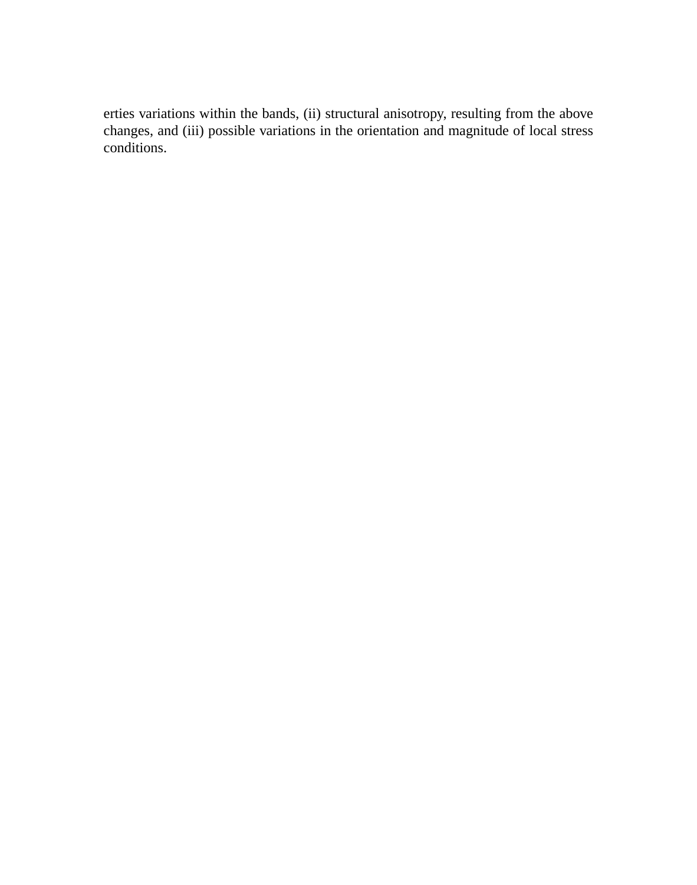erties variations within the bands, (ii) structural anisotropy, resulting from the above changes, and (iii) possible variations in the orientation and magnitude of local stress conditions.